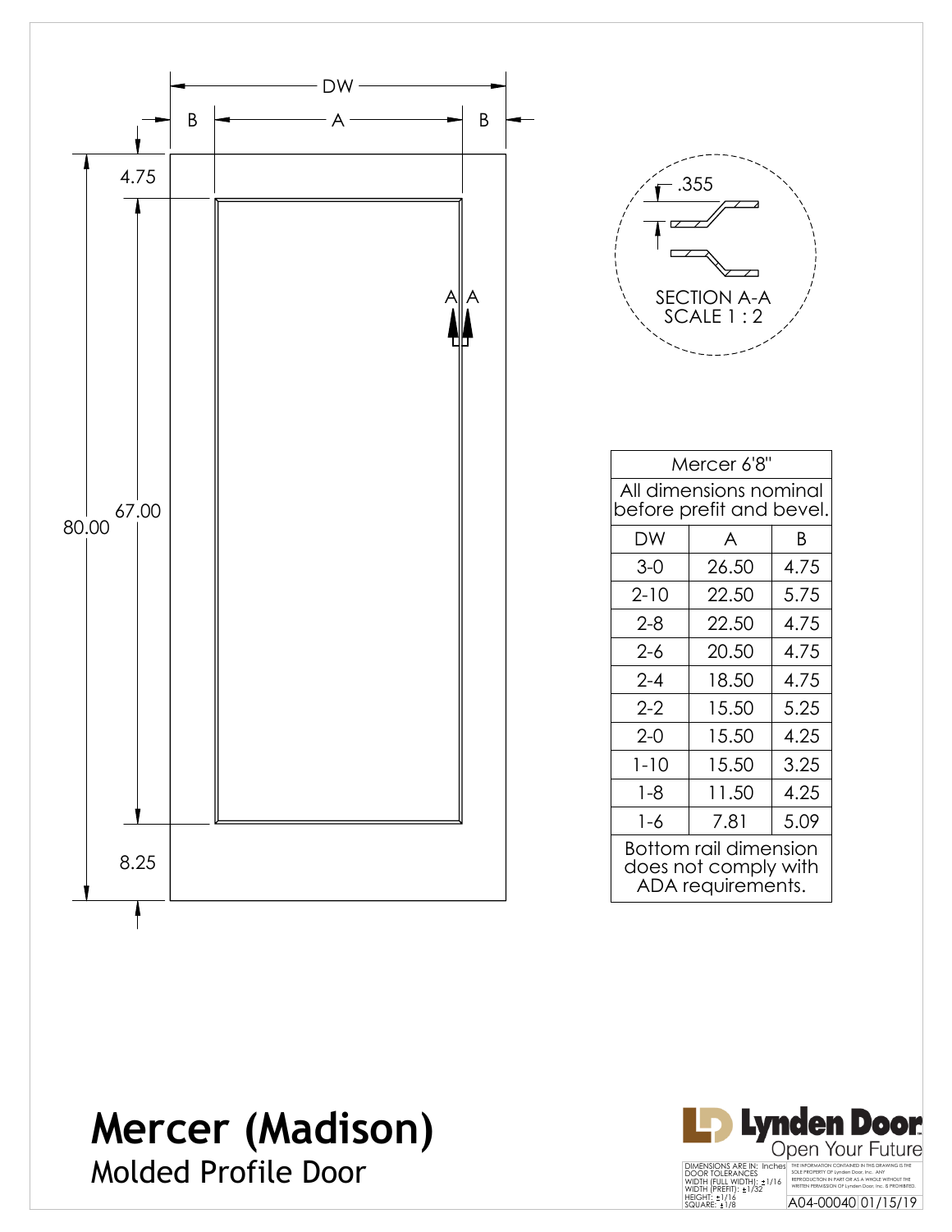# Mercer (Madison)

## Molded Profile Door

DW

B A B

4.75

67.00

80.00

8.25

A A

.355

SECTION A-A
SCALE 1 : 2

| Mercer 6'8" | | |
|---|---|---|
| All dimensions nominal before prefit and bevel. | | |
| DW | A | B |
| 3-0 | 26.50 | 4.75 |
| 2-10 | 22.50 | 5.75 |
| 2-8 | 22.50 | 4.75 |
| 2-6 | 20.50 | 4.75 |
| 2-4 | 18.50 | 4.75 |
| 2-2 | 15.50 | 5.25 |
| 2-0 | 15.50 | 4.25 |
| 1-10 | 15.50 | 3.25 |
| 1-8 | 11.50 | 4.25 |
| 1-6 | 7.81 | 5.09 |
| Bottom rail dimension does not comply with ADA requirements. | | |

Lynden Door
Open Your Future

DIMENSIONS ARE IN: Inches
DOOR TOLERANCES
WIDTH (FULL WIDTH): ±1/16
WIDTH (PREFIT): ±1/32
HEIGHT: ±1/16
SQUARE: ±1/8

THE INFORMATION CONTAINED IN THIS DRAWING IS THE SOLE PROPERTY OF Lynden Door, Inc. ANY REPRODUCTION IN PART OR AS A WHOLE WITHOUT THE WRITTEN PERMISSION OF Lynden Door, Inc. IS PROHIBITED.

A04-00040 01/15/19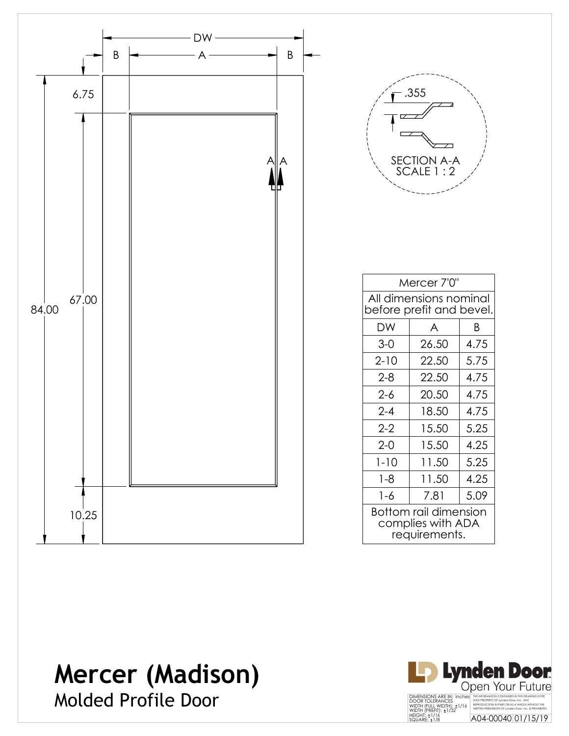# Mercer (Madison)

## Molded Profile Door

DW

B A B

6.75

67.00

84.00

10.25

A A

.355

SECTION A-A
SCALE 1 : 2

| Mercer 7'0" | | |
|---|---|---|
| All dimensions nominal before prefit and bevel. | | |
| DW | A | B |
| 3-0 | 26.50 | 4.75 |
| 2-10 | 22.50 | 5.75 |
| 2-8 | 22.50 | 4.75 |
| 2-6 | 20.50 | 4.75 |
| 2-4 | 18.50 | 4.75 |
| 2-2 | 15.50 | 5.25 |
| 2-0 | 15.50 | 4.25 |
| 1-10 | 11.50 | 5.25 |
| 1-8 | 11.50 | 4.25 |
| 1-6 | 7.81 | 5.09 |
| Bottom rail dimension complies with ADA requirements. | | |

Lynden Door
Open Your Future

DIMENSIONS ARE IN: Inches
DOOR TOLERANCES
WIDTH (FULL WIDTH): ±1/16
WIDTH (PREFIT): ±1/32
HEIGHT: ±1/16
SQUARE: ±1/8

THE INFORMATION CONTAINED IN THIS DRAWING IS THE SOLE PROPERTY OF Lynden Door, Inc. ANY REPRODUCTION IN PART OR AS A WHOLE WITHOUT THE WRITTEN PERMISSION OF Lynden Door, Inc. IS PROHIBITED.

A04-00040 01/15/19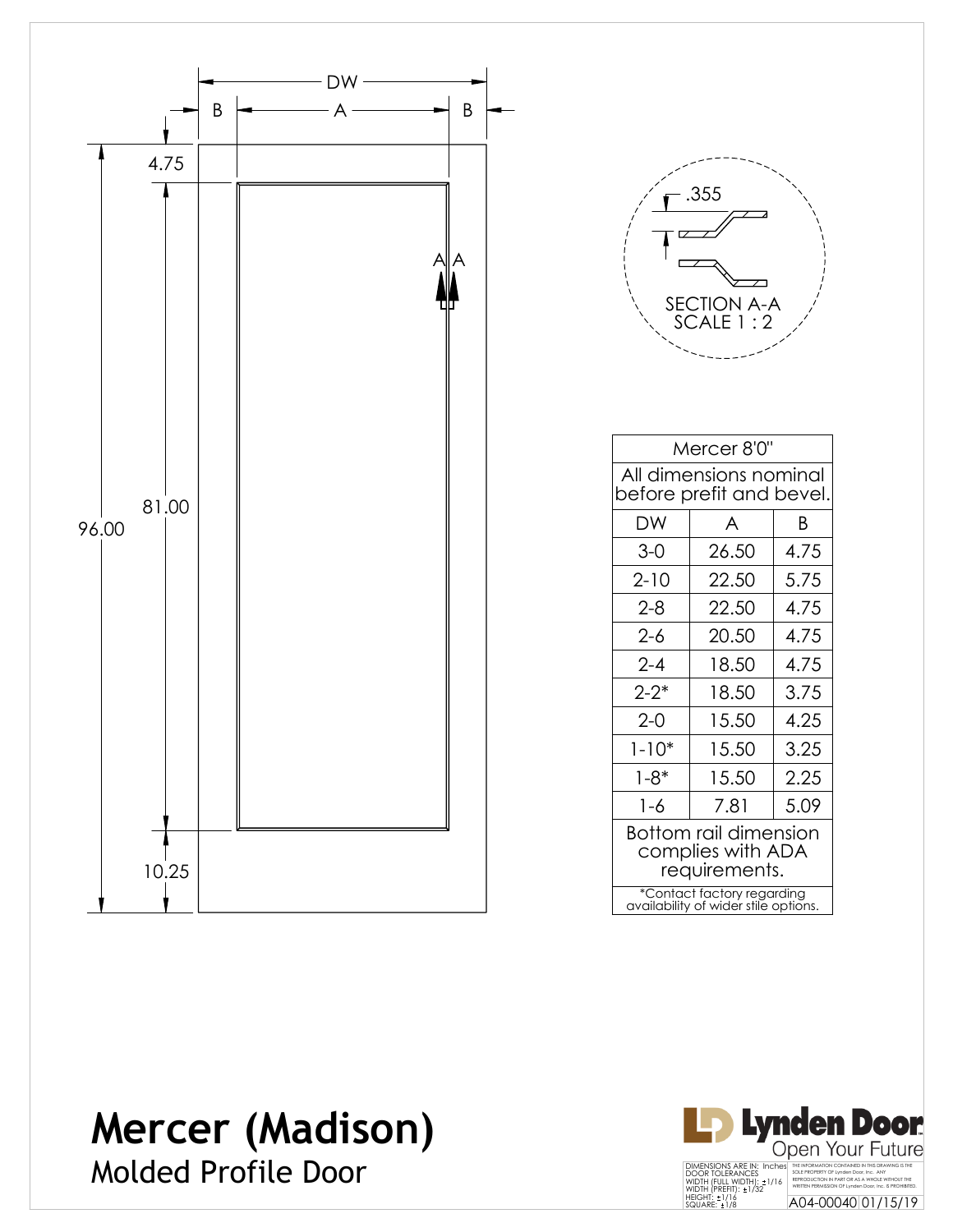# Mercer (Madison)

## Molded Profile Door

DW

B A B

4.75

81.00

96.00

10.25

.355

SECTION A-A
SCALE 1 : 2

| Mercer 8'0" | | |
|---|---|---|
| All dimensions nominal before prefit and bevel. | | |
| DW | A | B |
| 3-0 | 26.50 | 4.75 |
| 2-10 | 22.50 | 5.75 |
| 2-8 | 22.50 | 4.75 |
| 2-6 | 20.50 | 4.75 |
| 2-4 | 18.50 | 4.75 |
| 2-2* | 18.50 | 3.75 |
| 2-0 | 15.50 | 4.25 |
| 1-10* | 15.50 | 3.25 |
| 1-8* | 15.50 | 2.25 |
| 1-6 | 7.81 | 5.09 |
| Bottom rail dimension complies with ADA requirements. | | |
| *Contact factory regarding availability of wider stile options. | | |

Lynden Door
Open Your Future

DIMENSIONS ARE IN: Inches
DOOR TOLERANCES
WIDTH (FULL WIDTH): ±1/16
WIDTH (PREFIT): ±1/32
HEIGHT: ±1/16
SQUARE: ±1/8

THE INFORMATION CONTAINED IN THIS DRAWING IS THE SOLE PROPERTY OF Lynden Door, Inc. ANY REPRODUCTION IN PART OR AS A WHOLE WITHOUT THE WRITTEN PERMISSION OF Lynden Door, Inc. IS PROHIBITED.

A04-00040 01/15/19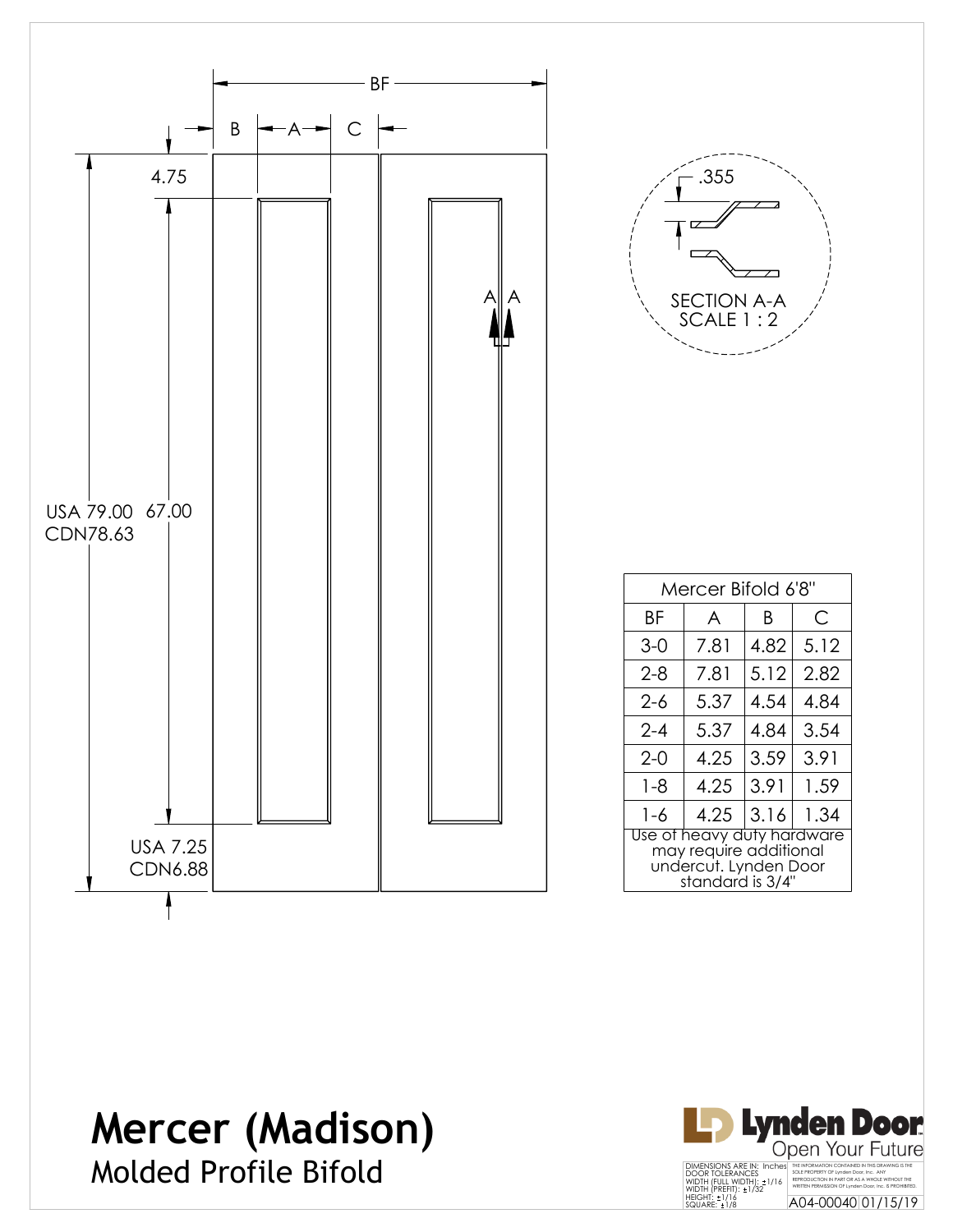BF

B A C

4.75

USA 79.00 67.00
CDN78.63

USA 7.25
CDN6.88

A A

.355

SECTION A-A
SCALE 1 : 2

| Mercer Bifold 6'8" | | | |
|---|---|---|---|
| BF | A | B | C |
| 3-0 | 7.81 | 4.82 | 5.12 |
| 2-8 | 7.81 | 5.12 | 2.82 |
| 2-6 | 5.37 | 4.54 | 4.84 |
| 2-4 | 5.37 | 4.84 | 3.54 |
| 2-0 | 4.25 | 3.59 | 3.91 |
| 1-8 | 4.25 | 3.91 | 1.59 |
| 1-6 | 4.25 | 3.16 | 1.34 |

Use of heavy duty hardware may require additional undercut. Lynden Door standard is 3/4"

# Mercer (Madison)

## Molded Profile Bifold

Lynden Door
Open Your Future

DIMENSIONS ARE IN: Inches
DOOR TOLERANCES
WIDTH (FULL WIDTH): ±1/16
WIDTH (PREFIT): ±1/32
HEIGHT: ±1/16
SQUARE: ±1/8

THE INFORMATION CONTAINED IN THIS DRAWING IS THE SOLE PROPERTY OF Lynden Door, Inc. ANY REPRODUCTION IN PART OR AS A WHOLE WITHOUT THE WRITTEN PERMISSION OF Lynden Door, Inc. IS PROHIBITED.

A04-00040 01/15/19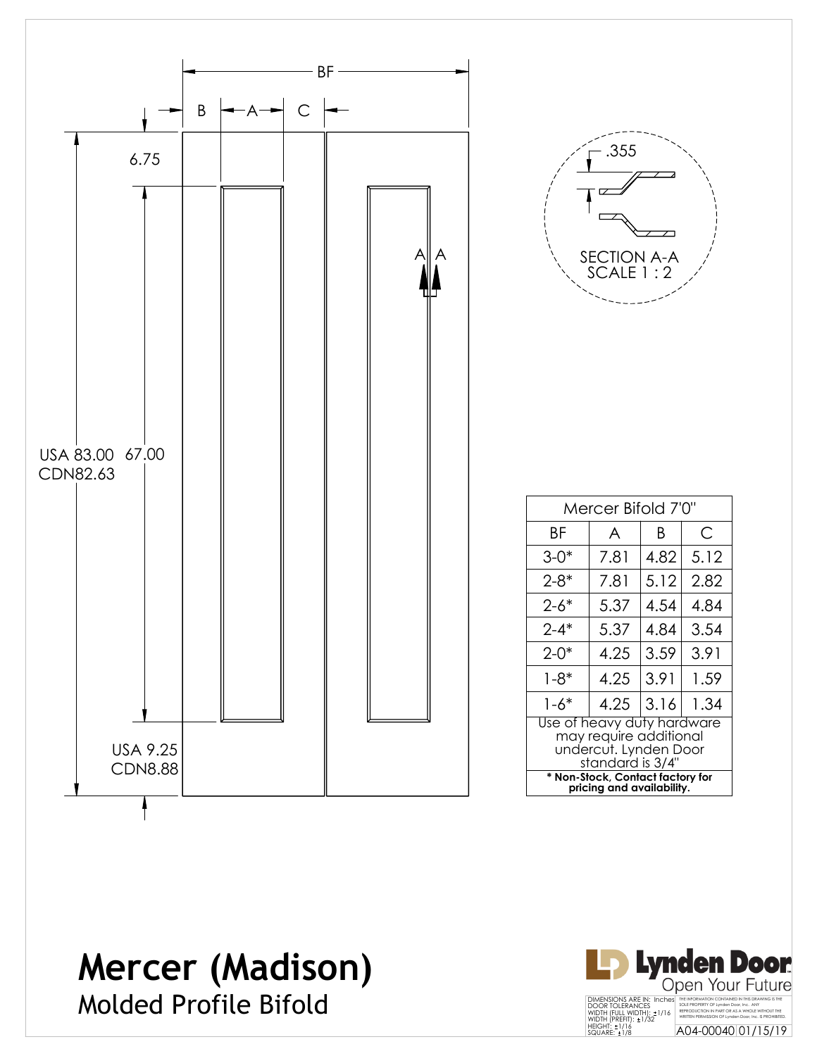BF

B | A | C

6.75

USA 83.00 CDN82.63

67.00

USA 9.25 CDN8.88

A A

.355

SECTION A-A
SCALE 1 : 2

| Mercer Bifold 7'0" | | | |
|---|---|---|---|
| BF | A | B | C |
| 3-0* | 7.81 | 4.82 | 5.12 |
| 2-8* | 7.81 | 5.12 | 2.82 |
| 2-6* | 5.37 | 4.54 | 4.84 |
| 2-4* | 5.37 | 4.84 | 3.54 |
| 2-0* | 4.25 | 3.59 | 3.91 |
| 1-8* | 4.25 | 3.91 | 1.59 |
| 1-6* | 4.25 | 3.16 | 1.34 |

Use of heavy duty hardware may require additional undercut. Lynden Door standard is 3/4"

**\* Non-Stock, Contact factory for pricing and availability.**

# Mercer (Madison)

## Molded Profile Bifold

Lynden Door
Open Your Future

DIMENSIONS ARE IN: Inches
DOOR TOLERANCES
WIDTH (FULL WIDTH): ±1/16
WIDTH (PREFIT): ±1/32
HEIGHT: ±1/16
SQUARE: ±1/8

THE INFORMATION CONTAINED IN THIS DRAWING IS THE SOLE PROPERTY OF Lynden Door, Inc. ANY REPRODUCTION IN PART OR AS A WHOLE WITHOUT THE WRITTEN PERMISSION OF Lynden Door, Inc. IS PROHIBITED.

A04-00040 01/15/19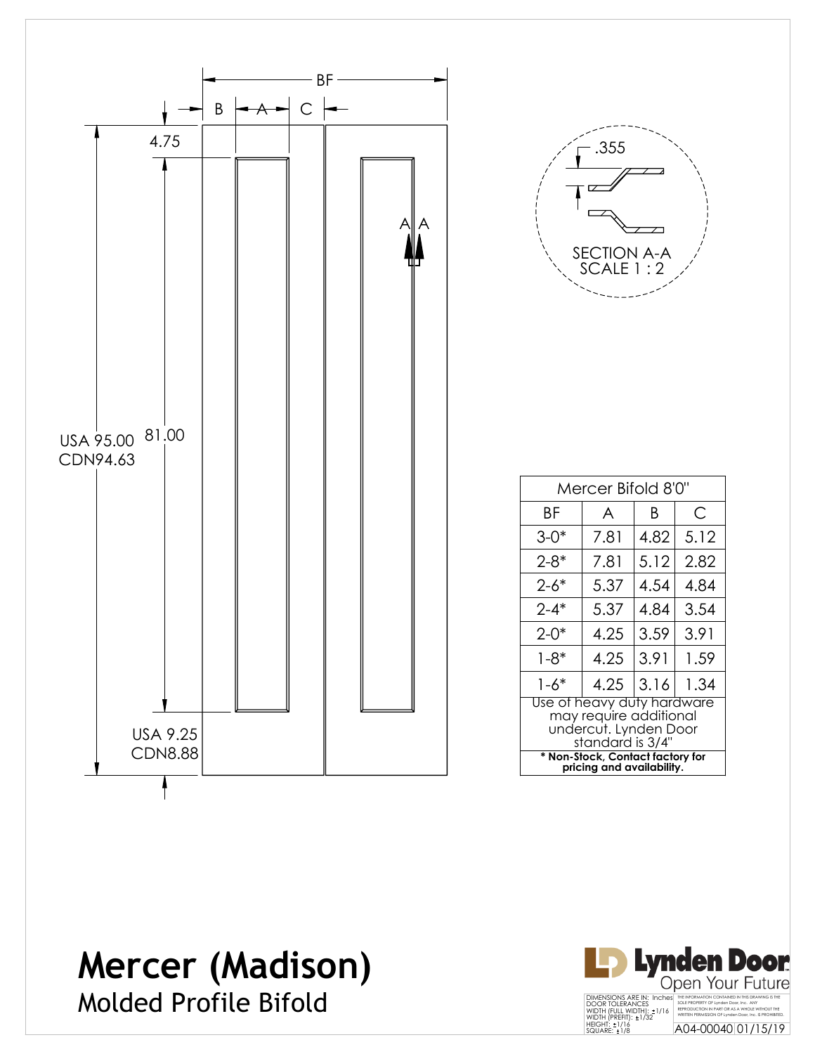BF

B A C

4.75

USA 95.00
CDN94.63

81.00

USA 9.25
CDN8.88

A A

.355

SECTION A-A
SCALE 1 : 2

| Mercer Bifold 8'0" | | | |
|---|---|---|---|
| BF | A | B | C |
| 3-0* | 7.81 | 4.82 | 5.12 |
| 2-8* | 7.81 | 5.12 | 2.82 |
| 2-6* | 5.37 | 4.54 | 4.84 |
| 2-4* | 5.37 | 4.84 | 3.54 |
| 2-0* | 4.25 | 3.59 | 3.91 |
| 1-8* | 4.25 | 3.91 | 1.59 |
| 1-6* | 4.25 | 3.16 | 1.34 |

Use of heavy duty hardware may require additional undercut. Lynden Door standard is 3/4"

**\* Non-Stock, Contact factory for pricing and availability.**

# Mercer (Madison)

## Molded Profile Bifold

Lynden Door
Open Your Future

DIMENSIONS ARE IN: Inches
DOOR TOLERANCES
WIDTH (FULL WIDTH): ±1/16
WIDTH (PREFIT): ±1/32
HEIGHT: ±1/16
SQUARE: ±1/8

THE INFORMATION CONTAINED IN THIS DRAWING IS THE SOLE PROPERTY OF Lynden Door, Inc. ANY REPRODUCTION IN PART OR AS A WHOLE WITHOUT THE WRITTEN PERMISSION OF Lynden Door, Inc. IS PROHIBITED.

A04-00040 01/15/19